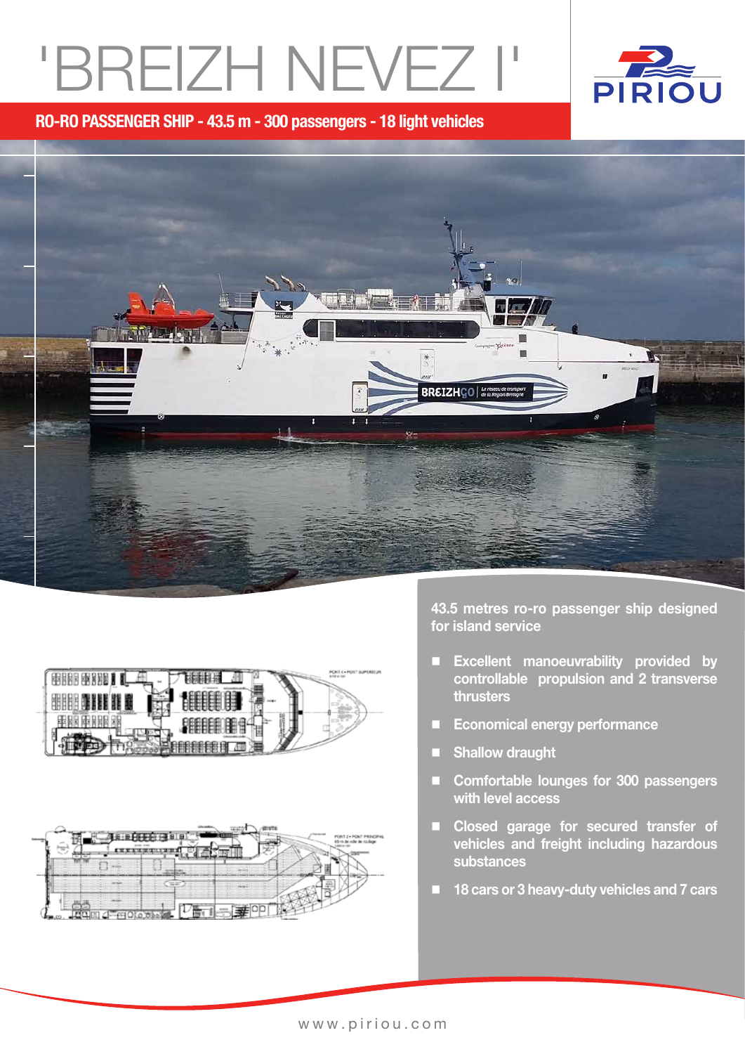# 'BREIZH NEVEZ I'

## RO-RO PASSENGER SHIP - 43.5 m - 300 passengers - 18 light vehicles

**43.5 metres ro-ro passenger ship designed for island service**

- Excellent manoeuvrability provided by controllable propulsion and 2 transverse thrusters
- Economical energy performance
- Shallow draught
- Comfortable lounges for 300 passengers with level access
- Closed garage for secured transfer of vehicles and freight including hazardous substances
- 18 cars or 3 heavy-duty vehicles and 7 cars

www.piriou.com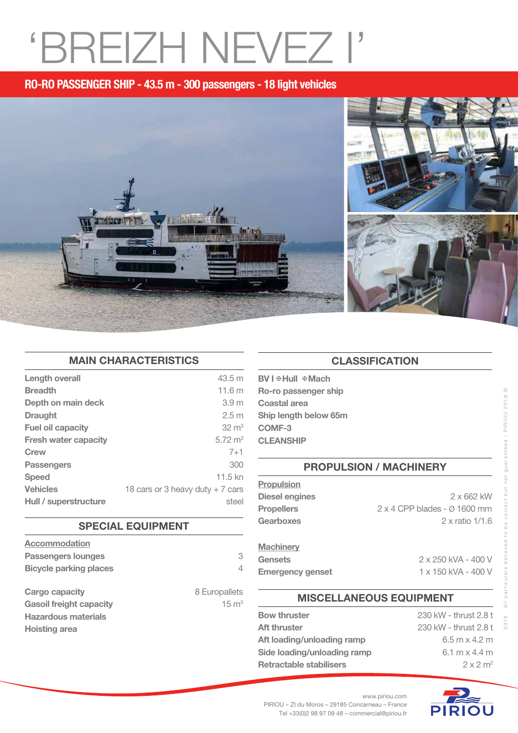# 'BREIZH NEVEZ I'

## RO-RO PASSENGER SHIP - 43.5 m - 300 passengers - 18 light vehicles

### MAIN CHARACTERISTICS

| | |
|---|---|
| **Length overall** | 43.5 m |
| **Breadth** | 11.6 m |
| **Depth on main deck** | 3.9 m |
| **Draught** | 2.5 m |
| **Fuel oil capacity** | 32 $m^3$ |
| **Fresh water capacity** | 5.72 $m^3$ |
| **Crew** | 7+1 |
| **Passengers** | 300 |
| **Speed** | 11.5 kn |
| **Vehicles** | 18 cars or 3 heavy duty + 7 cars |
| **Hull / superstructure** | steel |

### SPECIAL EQUIPMENT

**Accommodation**

| | |
|---|---|
| **Passengers lounges** | 3 |
| **Bicycle parking places** | 4 |

| | |
|---|---|
| **Cargo capacity** | 8 Europallets |
| **Gasoil freight capacity** | 15 $m^3$ |
| **Hazardous materials** | |
| **Hoisting area** | |

### CLASSIFICATION

**BV I ✠Hull ✠Mach**
**Ro-ro passenger ship**
**Coastal area**
**Ship length below 65m**
**COMF-3**
**CLEANSHIP**

### PROPULSION / MACHINERY

**Propulsion**

| | |
|---|---|
| **Diesel engines** | 2 x 662 kW |
| **Propellers** | 2 x 4 CPP blades - Ø 1600 mm |
| **Gearboxes** | 2 x ratio 1/1.6 |

**Machinery**

| | |
|---|---|
| **Gensets** | 2 x 250 kVA - 400 V |
| **Emergency genset** | 1 x 150 kVA - 400 V |

### MISCELLANEOUS EQUIPMENT

| | |
|---|---|
| **Bow thruster** | 230 kW - thrust 2.8 t |
| **Aft thruster** | 230 kW - thrust 2.8 t |
| **Aft loading/unloading ramp** | 6.5 m x 4.2 m |
| **Side loading/unloading ramp** | 6.1 m x 4.4 m |
| **Retractable stabilisers** | 2 x 2 $m^2$ |

0318 All particulars believed to be correct but not guaranteed / PIRIOU 2018 ©

www.piriou.com
PIRIOU – ZI du Moros – 29185 Concarneau – France
Tel +33(0)2 98 97 09 48 – commercial@piriou.fr

PIRIOU